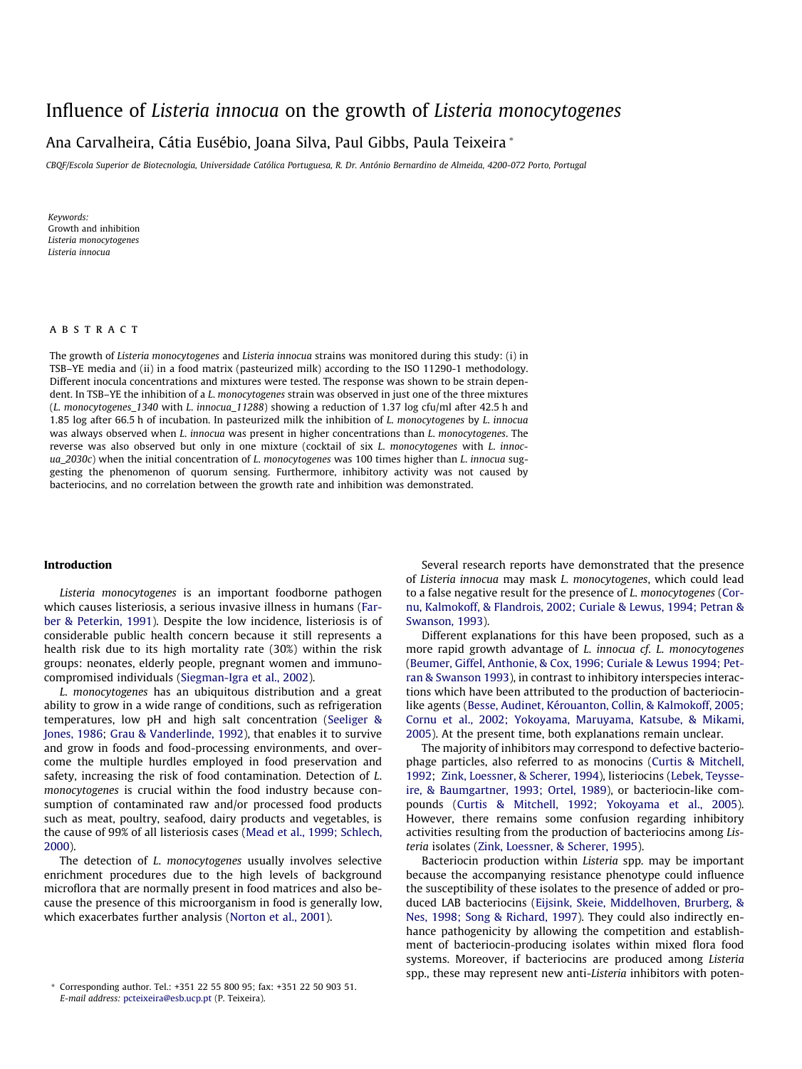# Influence of *Listeria innocua* on the growth of *Listeria monocytogenes*

Ana Carvalheira, Cátia Eusébio, Joana Silva, Paul Gibbs, Paula Teixeira *

*CBQF/Escola Superior de Biotecnologia, Universidade Católica Portuguesa, R. Dr. António Bernardino de Almeida, 4200-072 Porto, Portugal*

*Keywords:*
Growth and inhibition
*Listeria monocytogenes*
*Listeria innocua*

## ABSTRACT

The growth of *Listeria monocytogenes* and *Listeria innocua* strains was monitored during this study: (i) in TSB–YE media and (ii) in a food matrix (pasteurized milk) according to the ISO 11290-1 methodology. Different inocula concentrations and mixtures were tested. The response was shown to be strain dependent. In TSB–YE the inhibition of a *L. monocytogenes* strain was observed in just one of the three mixtures (*L. monocytogenes_1340* with *L. innocua_11288*) showing a reduction of 1.37 log cfu/ml after 42.5 h and 1.85 log after 66.5 h of incubation. In pasteurized milk the inhibition of *L. monocytogenes* by *L. innocua* was always observed when *L. innocua* was present in higher concentrations than *L. monocytogenes*. The reverse was also observed but only in one mixture (cocktail of six *L. monocytogenes* with *L. innocua_2030c*) when the initial concentration of *L. monocytogenes* was 100 times higher than *L. innocua* suggesting the phenomenon of quorum sensing. Furthermore, inhibitory activity was not caused by bacteriocins, and no correlation between the growth rate and inhibition was demonstrated.

## Introduction

*Listeria monocytogenes* is an important foodborne pathogen which causes listeriosis, a serious invasive illness in humans (Farber & Peterkin, 1991). Despite the low incidence, listeriosis is of considerable public health concern because it still represents a health risk due to its high mortality rate (30%) within the risk groups: neonates, elderly people, pregnant women and immunocompromised individuals (Siegman-Igra et al., 2002).

*L. monocytogenes* has an ubiquitous distribution and a great ability to grow in a wide range of conditions, such as refrigeration temperatures, low pH and high salt concentration (Seeliger & Jones, 1986; Grau & Vanderlinde, 1992), that enables it to survive and grow in foods and food-processing environments, and overcome the multiple hurdles employed in food preservation and safety, increasing the risk of food contamination. Detection of *L. monocytogenes* is crucial within the food industry because consumption of contaminated raw and/or processed food products such as meat, poultry, seafood, dairy products and vegetables, is the cause of 99% of all listeriosis cases (Mead et al., 1999; Schlech, 2000).

The detection of *L. monocytogenes* usually involves selective enrichment procedures due to the high levels of background microflora that are normally present in food matrices and also because the presence of this microorganism in food is generally low, which exacerbates further analysis (Norton et al., 2001).

Several research reports have demonstrated that the presence of *Listeria innocua* may mask *L. monocytogenes*, which could lead to a false negative result for the presence of *L. monocytogenes* (Cornu, Kalmokoff, & Flandrois, 2002; Curiale & Lewus, 1994; Petran & Swanson, 1993).

Different explanations for this have been proposed, such as a more rapid growth advantage of *L. innocua cf. L. monocytogenes* (Beumer, Giffel, Anthonie, & Cox, 1996; Curiale & Lewus 1994; Petran & Swanson 1993), in contrast to inhibitory interspecies interactions which have been attributed to the production of bacteriocin-like agents (Besse, Audinet, Kérouanton, Collin, & Kalmokoff, 2005; Cornu et al., 2002; Yokoyama, Maruyama, Katsube, & Mikami, 2005). At the present time, both explanations remain unclear.

The majority of inhibitors may correspond to defective bacteriophage particles, also referred to as monocins (Curtis & Mitchell, 1992; Zink, Loessner, & Scherer, 1994), listeriocins (Lebek, Teysseire, & Baumgartner, 1993; Ortel, 1989), or bacteriocin-like compounds (Curtis & Mitchell, 1992; Yokoyama et al., 2005). However, there remains some confusion regarding inhibitory activities resulting from the production of bacteriocins among *Listeria* isolates (Zink, Loessner, & Scherer, 1995).

Bacteriocin production within *Listeria* spp. may be important because the accompanying resistance phenotype could influence the susceptibility of these isolates to the presence of added or produced LAB bacteriocins (Eijsink, Skeie, Middelhoven, Brurberg, & Nes, 1998; Song & Richard, 1997). They could also indirectly enhance pathogenicity by allowing the competition and establishment of bacteriocin-producing isolates within mixed flora food systems. Moreover, if bacteriocins are produced among *Listeria* spp., these may represent new anti-*Listeria* inhibitors with poten-

\* Corresponding author. Tel.: +351 22 55 800 95; fax: +351 22 50 903 51.
*E-mail address:* pcteixeira@esb.ucp.pt (P. Teixeira).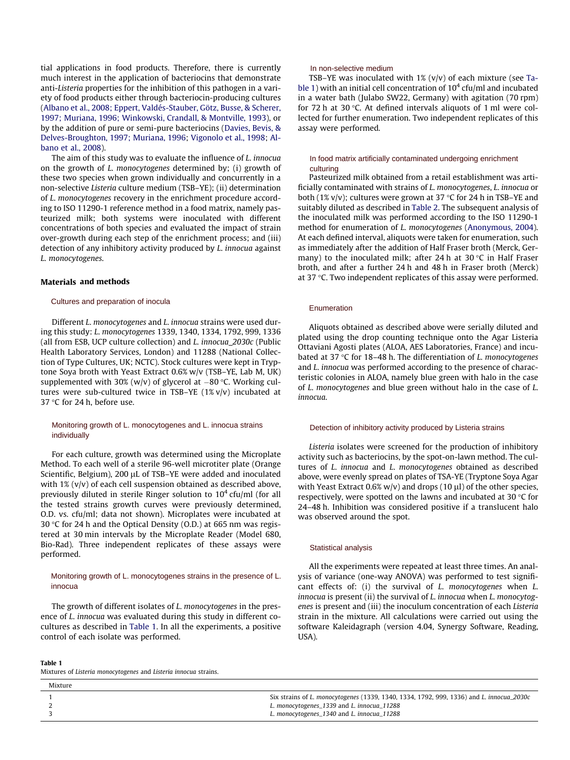tial applications in food products. Therefore, there is currently much interest in the application of bacteriocins that demonstrate anti-*Listeria* properties for the inhibition of this pathogen in a variety of food products either through bacteriocin-producing cultures (Albano et al., 2008; Eppert, Valdés-Stauber, Götz, Busse, & Scherer, 1997; Muriana, 1996; Winkowski, Crandall, & Montville, 1993), or by the addition of pure or semi-pure bacteriocins (Davies, Bevis, & Delves-Broughton, 1997; Muriana, 1996; Vigonolo et al., 1998; Albano et al., 2008).

The aim of this study was to evaluate the influence of *L. innocua* on the growth of *L. monocytogenes* determined by; (i) growth of these two species when grown individually and concurrently in a non-selective *Listeria* culture medium (TSB–YE); (ii) determination of *L. monocytogenes* recovery in the enrichment procedure according to ISO 11290-1 reference method in a food matrix, namely pasteurized milk; both systems were inoculated with different concentrations of both species and evaluated the impact of strain over-growth during each step of the enrichment process; and (iii) detection of any inhibitory activity produced by *L. innocua* against *L. monocytogenes*.

## Materials and methods

### Cultures and preparation of inocula

Different *L. monocytogenes* and *L. innocua* strains were used during this study: *L. monocytogenes* 1339, 1340, 1334, 1792, 999, 1336 (all from ESB, UCP culture collection) and *L. innocua_2030c* (Public Health Laboratory Services, London) and 11288 (National Collection of Type Cultures, UK; NCTC). Stock cultures were kept in Tryptone Soya broth with Yeast Extract 0.6% w/v (TSB–YE, Lab M, UK) supplemented with 30% (w/v) of glycerol at −80 °C. Working cultures were sub-cultured twice in TSB–YE (1% v/v) incubated at 37 °C for 24 h, before use.

### Monitoring growth of L. monocytogenes and L. innocua strains individually

For each culture, growth was determined using the Microplate Method. To each well of a sterile 96-well microtiter plate (Orange Scientific, Belgium), 200 μL of TSB–YE were added and inoculated with 1% (v/v) of each cell suspension obtained as described above, previously diluted in sterile Ringer solution to $10^4$ cfu/ml (for all the tested strains growth curves were previously determined, O.D. vs. cfu/ml; data not shown). Microplates were incubated at 30 °C for 24 h and the Optical Density (O.D.) at 665 nm was registered at 30 min intervals by the Microplate Reader (Model 680, Bio-Rad). Three independent replicates of these assays were performed.

### Monitoring growth of L. monocytogenes strains in the presence of L. innocua

The growth of different isolates of *L. monocytogenes* in the presence of *L. innocua* was evaluated during this study in different co-cultures as described in Table 1. In all the experiments, a positive control of each isolate was performed.

#### In non-selective medium

TSB–YE was inoculated with 1% (v/v) of each mixture (see Table 1) with an initial cell concentration of $10^4$ cfu/ml and incubated in a water bath (Julabo SW22, Germany) with agitation (70 rpm) for 72 h at 30 °C. At defined intervals aliquots of 1 ml were collected for further enumeration. Two independent replicates of this assay were performed.

#### In food matrix artificially contaminated undergoing enrichment culturing

Pasteurized milk obtained from a retail establishment was artificially contaminated with strains of *L. monocytogenes*, *L. innocua* or both (1% v/v); cultures were grown at 37 °C for 24 h in TSB–YE and suitably diluted as described in Table 2. The subsequent analysis of the inoculated milk was performed according to the ISO 11290-1 method for enumeration of *L. monocytogenes* (Anonymous, 2004). At each defined interval, aliquots were taken for enumeration, such as immediately after the addition of Half Fraser broth (Merck, Germany) to the inoculated milk; after 24 h at 30 °C in Half Fraser broth, and after a further 24 h and 48 h in Fraser broth (Merck) at 37 °C. Two independent replicates of this assay were performed.

### Enumeration

Aliquots obtained as described above were serially diluted and plated using the drop counting technique onto the Agar Listeria Ottaviani Agosti plates (ALOA, AES Laboratories, France) and incubated at 37 °C for 18–48 h. The differentiation of *L. monocytogenes* and *L. innocua* was performed according to the presence of characteristic colonies in ALOA, namely blue green with halo in the case of *L. monocytogenes* and blue green without halo in the case of *L. innocua*.

### Detection of inhibitory activity produced by Listeria strains

*Listeria* isolates were screened for the production of inhibitory activity such as bacteriocins, by the spot-on-lawn method. The cultures of *L. innocua* and *L. monocytogenes* obtained as described above, were evenly spread on plates of TSA-YE (Tryptone Soya Agar with Yeast Extract 0.6% w/v) and drops (10 μl) of the other species, respectively, were spotted on the lawns and incubated at 30 °C for 24–48 h. Inhibition was considered positive if a translucent halo was observed around the spot.

### Statistical analysis

All the experiments were repeated at least three times. An analysis of variance (one-way ANOVA) was performed to test significant effects of: (i) the survival of *L. monocytogenes* when *L. innocua* is present (ii) the survival of *L. innocua* when *L. monocytogenes* is present and (iii) the inoculum concentration of each *Listeria* strain in the mixture. All calculations were carried out using the software Kaleidagraph (version 4.04, Synergy Software, Reading, USA).

**Table 1**
Mixtures of *Listeria monocytogenes* and *Listeria innocua* strains.

| Mixture | |
|---|---|
| 1 | Six strains of *L. monocytogenes* (1339, 1340, 1334, 1792, 999, 1336) and *L. innocua_2030c* |
| 2 | *L. monocytogenes_1339* and *L. innocua_11288* |
| 3 | *L. monocytogenes_1340* and *L. innocua_11288* |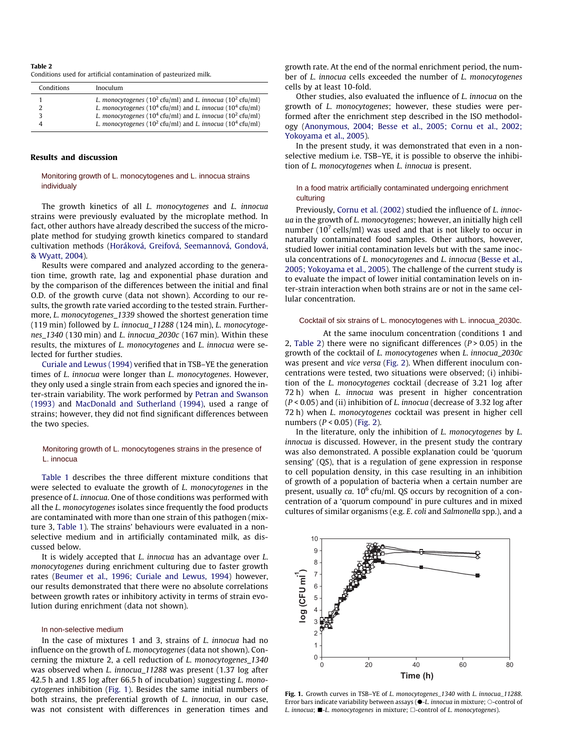**Table 2**
Conditions used for artificial contamination of pasteurized milk.

| Conditions | Inoculum |
| --- | --- |
| 1 | *L. monocytogenes* ($10^2$ cfu/ml) and *L. innocua* ($10^2$ cfu/ml) |
| 2 | *L. monocytogenes* ($10^4$ cfu/ml) and *L. innocua* ($10^4$ cfu/ml) |
| 3 | *L. monocytogenes* ($10^4$ cfu/ml) and *L. innocua* ($10^2$ cfu/ml) |
| 4 | *L. monocytogenes* ($10^2$ cfu/ml) and *L. innocua* ($10^4$ cfu/ml) |

## Results and discussion

### Monitoring growth of L. monocytogenes and L. innocua strains individualy

The growth kinetics of all *L. monocytogenes* and *L. innocua* strains were previously evaluated by the microplate method. In fact, other authors have already described the success of the microplate method for studying growth kinetics compared to standard cultivation methods (Horáková, Greifová, Seemannová, Gondová, & Wyatt, 2004).

Results were compared and analyzed according to the generation time, growth rate, lag and exponential phase duration and by the comparison of the differences between the initial and final O.D. of the growth curve (data not shown). According to our results, the growth rate varied according to the tested strain. Furthermore, *L. monocytogenes_1339* showed the shortest generation time (119 min) followed by *L. innocua_11288* (124 min), *L. monocytogenes_1340* (130 min) and *L. innocua_2030c* (167 min). Within these results, the mixtures of *L. monocytogenes* and *L. innocua* were selected for further studies.

Curiale and Lewus (1994) verified that in TSB–YE the generation times of *L. innocua* were longer than *L. monocytogenes*. However, they only used a single strain from each species and ignored the inter-strain variability. The work performed by Petran and Swanson (1993) and MacDonald and Sutherland (1994), used a range of strains; however, they did not find significant differences between the two species.

### Monitoring growth of L. monocytogenes strains in the presence of L. innocua

Table 1 describes the three different mixture conditions that were selected to evaluate the growth of *L. monocytogenes* in the presence of *L. innocua*. One of those conditions was performed with all the *L. monocytogenes* isolates since frequently the food products are contaminated with more than one strain of this pathogen (mixture 3, Table 1). The strains' behaviours were evaluated in a non-selective medium and in artificially contaminated milk, as discussed below.

It is widely accepted that *L. innocua* has an advantage over *L. monocytogenes* during enrichment culturing due to faster growth rates (Beumer et al., 1996; Curiale and Lewus, 1994) however, our results demonstrated that there were no absolute correlations between growth rates or inhibitory activity in terms of strain evolution during enrichment (data not shown).

#### In non-selective medium

In the case of mixtures 1 and 3, strains of *L. innocua* had no influence on the growth of *L. monocytogenes* (data not shown). Concerning the mixture 2, a cell reduction of *L. monocytogenes_1340* was observed when *L. innocua_11288* was present (1.37 log after 42.5 h and 1.85 log after 66.5 h of incubation) suggesting *L. monocytogenes* inhibition (Fig. 1). Besides the same initial numbers of both strains, the preferential growth of *L. innocua*, in our case, was not consistent with differences in generation times and growth rate. At the end of the normal enrichment period, the number of *L. innocua* cells exceeded the number of *L. monocytogenes* cells by at least 10-fold.

Other studies, also evaluated the influence of *L. innocua* on the growth of *L. monocytogenes*; however, these studies were performed after the enrichment step described in the ISO methodology (Anonymous, 2004; Besse et al., 2005; Cornu et al., 2002; Yokoyama et al., 2005).

In the present study, it was demonstrated that even in a non-selective medium i.e. TSB–YE, it is possible to observe the inhibition of *L. monocytogenes* when *L. innocua* is present.

#### In a food matrix artificially contaminated undergoing enrichment culturing

Previously, Cornu et al. (2002) studied the influence of *L. innocua* in the growth of *L. monocytogenes*; however, an initially high cell number ($10^7$ cells/ml) was used and that is not likely to occur in naturally contaminated food samples. Other authors, however, studied lower initial contamination levels but with the same inocula concentrations of *L. monocytogenes* and *L. innocua* (Besse et al., 2005; Yokoyama et al., 2005). The challenge of the current study is to evaluate the impact of lower initial contamination levels on inter-strain interaction when both strains are or not in the same cellular concentration.

##### Cocktail of six strains of L. monocytogenes with L. innocua_2030c.

At the same inoculum concentration (conditions 1 and 2, Table 2) there were no significant differences ($P > 0.05$) in the growth of the cocktail of *L. monocytogenes* when *L. innocua_2030c* was present and *vice versa* (Fig. 2). When different inoculum concentrations were tested, two situations were observed; (i) inhibition of the *L. monocytogenes* cocktail (decrease of 3.21 log after 72 h) when *L. innocua* was present in higher concentration ($P < 0.05$) and (ii) inhibition of *L. innocua* (decrease of 3.32 log after 72 h) when *L. monocytogenes* cocktail was present in higher cell numbers ($P < 0.05$) (Fig. 2).

In the literature, only the inhibition of *L. monocytogenes* by *L. innocua* is discussed. However, in the present study the contrary was also demonstrated. A possible explanation could be 'quorum sensing' (QS), that is a regulation of gene expression in response to cell population density, in this case resulting in an inhibition of growth of a population of bacteria when a certain number are present, usually *ca.* $10^6$ cfu/ml. QS occurs by recognition of a concentration of a 'quorum compound' in pure cultures and in mixed cultures of similar organisms (e.g. *E. coli* and *Salmonella* spp.), and a

**Fig. 1.** Growth curves in TSB–YE of *L. monocytogenes_1340* with *L. innocua_11288*. Error bars indicate variability between assays (●-*L. innocua* in mixture; ○-control of *L. innocua*; ■-*L. monocytogenes* in mixture; □-control of *L. monocytogenes*).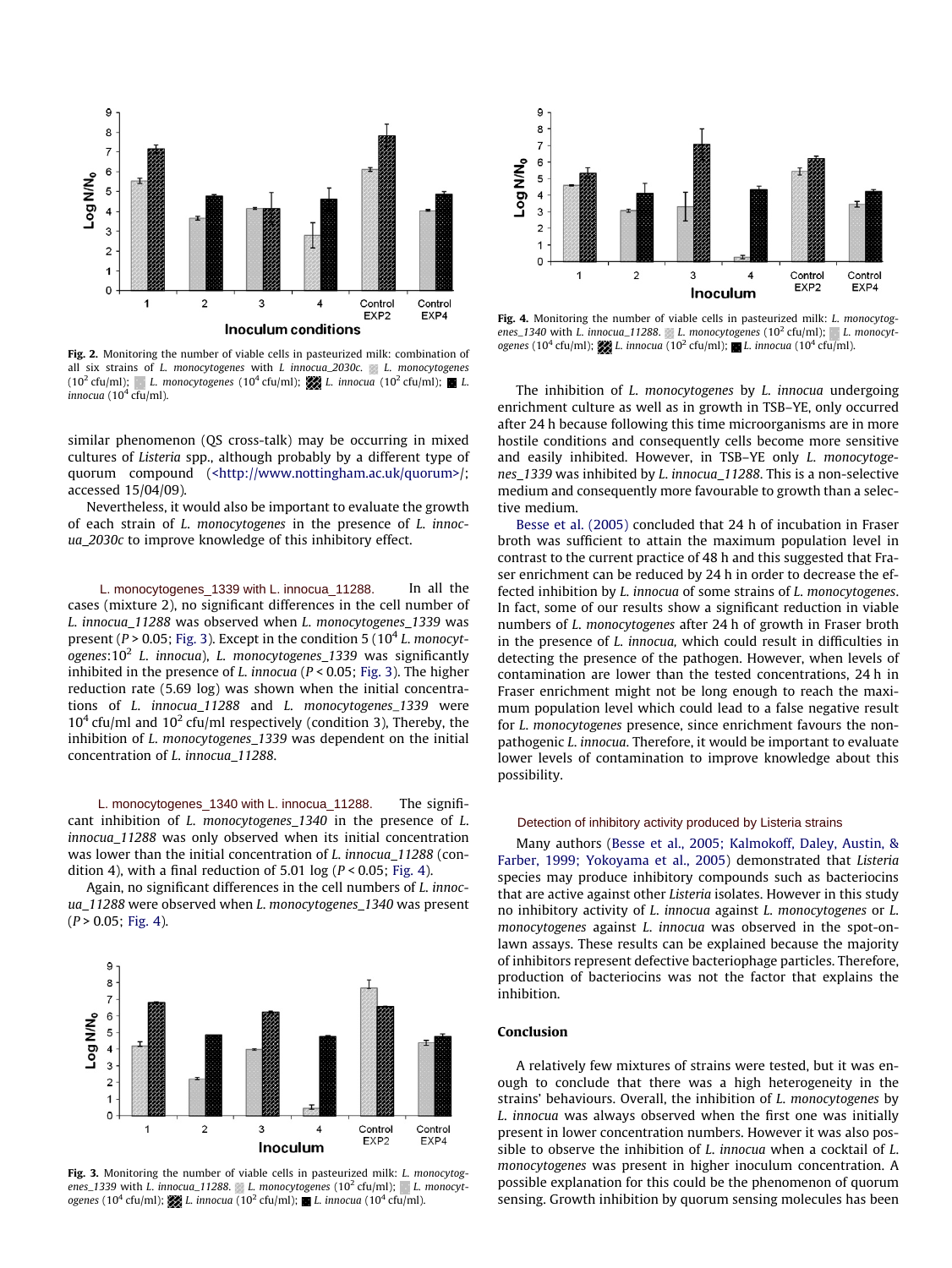Fig. 2. Monitoring the number of viable cells in pasteurized milk: combination of all six strains of *L. monocytogenes* with *L innocua_2030c.* ▨ *L. monocytogenes* ($10^2$ cfu/ml); ▨ *L. monocytogenes* ($10^4$ cfu/ml); ▩ *L. innocua* ($10^2$ cfu/ml); ■ *L. innocua* ($10^4$ cfu/ml).

similar phenomenon (QS cross-talk) may be occurring in mixed cultures of *Listeria* spp., although probably by a different type of quorum compound (<http://www.nottingham.ac.uk/quorum>/; accessed 15/04/09).

Nevertheless, it would also be important to evaluate the growth of each strain of *L. monocytogenes* in the presence of *L. innocua_2030c* to improve knowledge of this inhibitory effect.

#### L. monocytogenes_1339 with L. innocua_11288.

In all the cases (mixture 2), no significant differences in the cell number of *L. innocua_11288* was observed when *L. monocytogenes_1339* was present ($P > 0.05$; Fig. 3). Except in the condition 5 ($10^4$ *L. monocytogenes*:$10^2$ *L. innocua*), *L. monocytogenes_1339* was significantly inhibited in the presence of *L. innocua* ($P < 0.05$; Fig. 3). The higher reduction rate (5.69 log) was shown when the initial concentrations of *L. innocua_11288* and *L. monocytogenes_1339* were $10^4$ cfu/ml and $10^2$ cfu/ml respectively (condition 3), Thereby, the inhibition of *L. monocytogenes_1339* was dependent on the initial concentration of *L. innocua_11288*.

#### L. monocytogenes_1340 with L. innocua_11288.

The significant inhibition of *L. monocytogenes_1340* in the presence of *L. innocua_11288* was only observed when its initial concentration was lower than the initial concentration of *L. innocua_11288* (condition 4), with a final reduction of 5.01 log ($P < 0.05$; Fig. 4).

Again, no significant differences in the cell numbers of *L. innocua_11288* were observed when *L. monocytogenes_1340* was present ($P > 0.05$; Fig. 4).

Fig. 3. Monitoring the number of viable cells in pasteurized milk: *L. monocytogenes_1339* with *L. innocua_11288*. ▨ *L. monocytogenes* ($10^2$ cfu/ml); ▨ *L. monocytogenes* ($10^4$ cfu/ml); ▩ *L. innocua* ($10^2$ cfu/ml); ■ *L. innocua* ($10^4$ cfu/ml).

Fig. 4. Monitoring the number of viable cells in pasteurized milk: *L. monocytogenes_1340* with *L. innocua_11288*. ▨ *L. monocytogenes* ($10^2$ cfu/ml); ▨ *L. monocytogenes* ($10^4$ cfu/ml); ▩ *L. innocua* ($10^2$ cfu/ml); ■ *L. innocua* ($10^4$ cfu/ml).

The inhibition of *L. monocytogenes* by *L. innocua* undergoing enrichment culture as well as in growth in TSB–YE, only occurred after 24 h because following this time microorganisms are in more hostile conditions and consequently cells become more sensitive and easily inhibited. However, in TSB–YE only *L. monocytogenes_1339* was inhibited by *L. innocua_11288*. This is a non-selective medium and consequently more favourable to growth than a selective medium.

Besse et al. (2005) concluded that 24 h of incubation in Fraser broth was sufficient to attain the maximum population level in contrast to the current practice of 48 h and this suggested that Fraser enrichment can be reduced by 24 h in order to decrease the effected inhibition by *L. innocua* of some strains of *L. monocytogenes*. In fact, some of our results show a significant reduction in viable numbers of *L. monocytogenes* after 24 h of growth in Fraser broth in the presence of *L. innocua,* which could result in difficulties in detecting the presence of the pathogen. However, when levels of contamination are lower than the tested concentrations, 24 h in Fraser enrichment might not be long enough to reach the maximum population level which could lead to a false negative result for *L. monocytogenes* presence, since enrichment favours the nonpathogenic *L. innocua*. Therefore, it would be important to evaluate lower levels of contamination to improve knowledge about this possibility.

### Detection of inhibitory activity produced by Listeria strains

Many authors (Besse et al., 2005; Kalmokoff, Daley, Austin, & Farber, 1999; Yokoyama et al., 2005) demonstrated that *Listeria* species may produce inhibitory compounds such as bacteriocins that are active against other *Listeria* isolates. However in this study no inhibitory activity of *L. innocua* against *L. monocytogenes* or *L. monocytogenes* against *L. innocua* was observed in the spot-on-lawn assays. These results can be explained because the majority of inhibitors represent defective bacteriophage particles. Therefore, production of bacteriocins was not the factor that explains the inhibition.

## Conclusion

A relatively few mixtures of strains were tested, but it was enough to conclude that there was a high heterogeneity in the strains' behaviours. Overall, the inhibition of *L. monocytogenes* by *L. innocua* was always observed when the first one was initially present in lower concentration numbers. However it was also possible to observe the inhibition of *L. innocua* when a cocktail of *L. monocytogenes* was present in higher inoculum concentration. A possible explanation for this could be the phenomenon of quorum sensing. Growth inhibition by quorum sensing molecules has been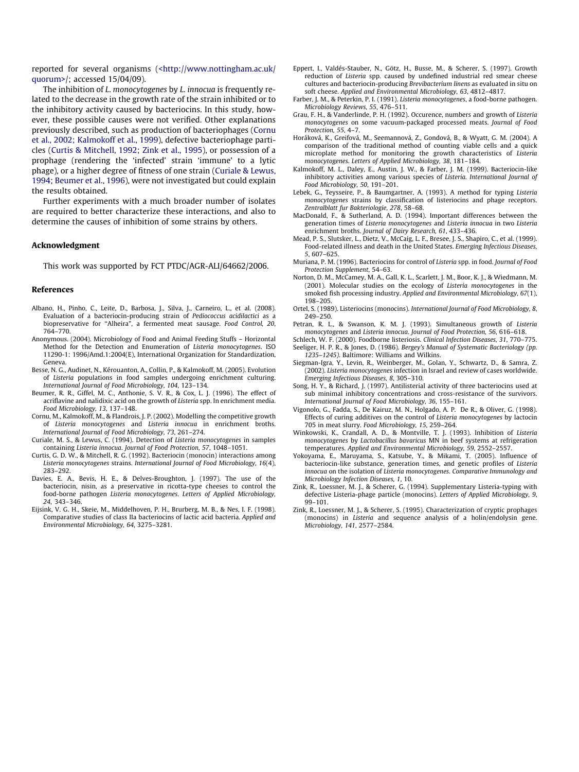reported for several organisms (<http://www.nottingham.ac.uk/quorum>/; accessed 15/04/09).

The inhibition of *L. monocytogenes* by *L. innocua* is frequently related to the decrease in the growth rate of the strain inhibited or to the inhibitory activity caused by bacteriocins. In this study, however, these possible causes were not verified. Other explanations previously described, such as production of bacteriophages (Cornu et al., 2002; Kalmokoff et al., 1999), defective bacteriophage particles (Curtis & Mitchell, 1992; Zink et al., 1995), or possession of a prophage (rendering the 'infected' strain 'immune' to a lytic phage), or a higher degree of fitness of one strain (Curiale & Lewus, 1994; Beumer et al., 1996), were not investigated but could explain the results obtained.

Further experiments with a much broader number of isolates are required to better characterize these interactions, and also to determine the causes of inhibition of some strains by others.

## Acknowledgment

This work was supported by FCT PTDC/AGR-ALI/64662/2006.

## References

Albano, H., Pinho, C., Leite, D., Barbosa, J., Silva, J., Carneiro, L., et al. (2008). Evaluation of a bacteriocin-producing strain of *Pediococcus acidilactici* as a biopreservative for "Alheira", a fermented meat sausage. *Food Control, 20*, 764–770.

Anonymous. (2004). Microbiology of Food and Animal Feeding Stuffs – Horizontal Method for the Detection and Enumeration of *Listeria monocytogenes*. ISO 11290-1: 1996/Amd.1:2004(E), International Organization for Standardization, Geneva.

Besse, N. G., Audinet, N., Kérouanton, A., Collin, P., & Kalmokoff, M. (2005). Evolution of *Listeria* populations in food samples undergoing enrichment culturing. *International Journal of Food Microbiology, 104*, 123–134.

Beumer, R. R., Giffel, M. C., Anthonie, S. V. R., & Cox, L. J. (1996). The effect of acriflavine and nalidixic acid on the growth of *Listeria* spp. In enrichment media. *Food Microbiology, 13*, 137–148.

Cornu, M., Kalmokoff, M., & Flandrois, J. P. (2002). Modelling the competitive growth of *Listeria monocytogenes* and *Listeria innocua* in enrichment broths. *International Journal of Food Microbiology, 73*, 261–274.

Curiale, M. S., & Lewus, C. (1994). Detection of *Listeria monocytogenes* in samples containing *Listeria innocua*. *Journal of Food Protection, 57*, 1048–1051.

Curtis, G. D. W., & Mitchell, R. G. (1992). Bacteriocin (monocin) interactions among *Listeria monocytogenes* strains. *International Journal of Food Microbiology, 16*(4), 283–292.

Davies, E. A., Bevis, H. E., & Delves-Broughton, J. (1997). The use of the bacteriocin, nisin, as a preservative in ricotta-type cheeses to control the food-borne pathogen *Listeria monocytogenes*. *Letters of Applied Microbiology, 24*, 343–346.

Eijsink, V. G. H., Skeie, M., Middelhoven, P. H., Brurberg, M. B., & Nes, I. F. (1998). Comparative studies of class IIa bacteriocins of lactic acid bacteria. *Applied and Environmental Microbiology, 64*, 3275–3281.

Eppert, I., Valdés-Stauber, N., Götz, H., Busse, M., & Scherer, S. (1997). Growth reduction of *Listeria* spp. caused by undefined industrial red smear cheese cultures and bacteriocin-producing *Brevibacterium linens* as evaluated in situ on soft cheese. *Applied and Environmental Microbiology, 63*, 4812–4817.

Farber, J. M., & Peterkin, P. I. (1991). *Listeria monocytogenes*, a food-borne pathogen. *Microbiology Reviews, 55*, 476–511.

Grau, F. H., & Vanderlinde, P. H. (1992). Occurence, numbers and growth of *Listeria monocytogenes* on some vacuum-packaged processed meats. *Journal of Food Protection, 55*, 4–7.

Horáková, K., Greifová, M., Seemannová, Z., Gondová, B., & Wyatt, G. M. (2004). A comparison of the traditional method of counting viable cells and a quick microplate method for monitoring the growth characteristics of *Listeria monocytogenes*. *Letters of Applied Microbiology, 38*, 181–184.

Kalmokoff, M. L., Daley, E., Austin, J. W., & Farber, J. M. (1999). Bacteriocin-like inhibitory activities among various species of *Listeria*. *International Journal of Food Microbiology, 50*, 191–201.

Lebek, G., Teysseire, P., & Baumgartner, A. (1993). A method for typing *Listeria monocytogenes* strains by classification of listeriocins and phage receptors. *Zentralblatt fur Bakteriologie, 278*, 58–68.

MacDonald, F., & Sutherland, A. D. (1994). Important differences between the generation times of *Listeria monocytogenes* and *Listeria innocua* in two *Listeria* enrichment broths. *Journal of Dairy Research, 61*, 433–436.

Mead, P. S., Slutsker, L., Dietz, V., McCaig, L. F., Bresee, J. S., Shapiro, C., et al. (1999). Food-related illness and death in the United States. *Emerging Infectious Diseases, 5*, 607–625.

Muriana, P. M. (1996). Bacteriocins for control of *Listeria* spp. in food. *Journal of Food Protection Supplement*, 54–63.

Norton, D. M., McCamey, M. A., Gall, K. L., Scarlett, J. M., Boor, K. J., & Wiedmann, M. (2001). Molecular studies on the ecology of *Listeria monocytogenes* in the smoked fish processing industry. *Applied and Environmental Microbiology, 67*(1), 198–205.

Ortel, S. (1989). Listeriocins (monocins). *International Journal of Food Microbiology, 8*, 249–250.

Petran, R. L., & Swanson, K. M. J. (1993). Simultaneous growth of *Listeria monocytogenes* and *Listeria innocua*. *Journal of Food Protection, 56*, 616–618.

Schlech, W. F. (2000). Foodborne listeriosis. *Clinical Infection Diseases, 31*, 770–775.

Seeliger, H. P. R., & Jones, D. (1986). *Bergey's Manual of Systematic Bacteriology (pp. 1235–1245)*. Baltimore: Williams and Wilkins.

Siegman-Igra, Y., Levin, R., Weinberger, M., Golan, Y., Schwartz, D., & Samra, Z. (2002). *Listeria monocytogenes* infection in Israel and review of cases worldwide. *Emerging Infectious Diseases, 8*, 305–310.

Song, H. Y., & Richard, J. (1997). Antilisterial activity of three bacteriocins used at sub minimal inhibitory concentrations and cross-resistance of the survivors. *International Journal of Food Microbiology, 36*, 155–161.

Vigonolo, G., Fadda, S., De Kairuz, M. N., Holgado, A. P. De R., & Oliver, G. (1998). Effects of curing additives on the control of *Listeria monocytogenes* by lactocin 705 in meat slurry. *Food Microbiology, 15*, 259–264.

Winkowski, K., Crandall, A. D., & Montville, T. J. (1993). Inhibition of *Listeria monocytogenes* by *Lactobacillus bavaricus* MN in beef systems at refrigeration temperatures. *Applied and Environmental Microbiology, 59*, 2552–2557.

Yokoyama, E., Maruyama, S., Katsube, Y., & Mikami, T. (2005). Influence of bacteriocin-like substance, generation times, and genetic profiles of *Listeria innocua* on the isolation of *Listeria monocytogenes*. *Comparative Immunology and Microbiology Infection Diseases, 1*, 10.

Zink, R., Loessner, M. J., & Scherer, G. (1994). Supplementary Listeria-typing with defective Listeria-phage particle (monocins). *Letters of Applied Microbiology, 9*, 99–101.

Zink, R., Loessner, M. J., & Scherer, S. (1995). Characterization of cryptic prophages (monocins) in *Listeria* and sequence analysis of a holin/endolysin gene. *Microbiology, 141*, 2577–2584.